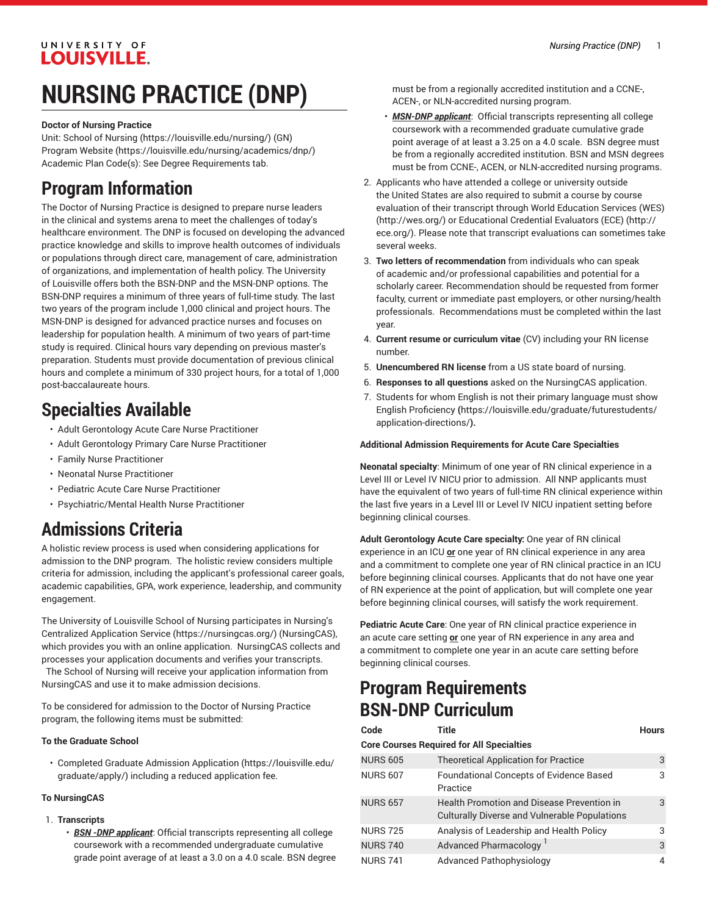# NURSING PRACTICE (DNP)

**Doctor of Nursing Practice**

Unit: School of Nursing (https://louisville.edu/nursing/) (GN)
Program Website (https://louisville.edu/nursing/academics/dnp/)
Academic Plan Code(s): See Degree Requirements tab.

## Program Information

The Doctor of Nursing Practice is designed to prepare nurse leaders in the clinical and systems arena to meet the challenges of today's healthcare environment. The DNP is focused on developing the advanced practice knowledge and skills to improve health outcomes of individuals or populations through direct care, management of care, administration of organizations, and implementation of health policy. The University of Louisville offers both the BSN-DNP and the MSN-DNP options. The BSN-DNP requires a minimum of three years of full-time study. The last two years of the program include 1,000 clinical and project hours. The MSN-DNP is designed for advanced practice nurses and focuses on leadership for population health. A minimum of two years of part-time study is required. Clinical hours vary depending on previous master's preparation. Students must provide documentation of previous clinical hours and complete a minimum of 330 project hours, for a total of 1,000 post-baccalaureate hours.

## Specialties Available

- Adult Gerontology Acute Care Nurse Practitioner
- Adult Gerontology Primary Care Nurse Practitioner
- Family Nurse Practitioner
- Neonatal Nurse Practitioner
- Pediatric Acute Care Nurse Practitioner
- Psychiatric/Mental Health Nurse Practitioner

## Admissions Criteria

A holistic review process is used when considering applications for admission to the DNP program. The holistic review considers multiple criteria for admission, including the applicant's professional career goals, academic capabilities, GPA, work experience, leadership, and community engagement.

The University of Louisville School of Nursing participates in Nursing's Centralized Application Service (https://nursingcas.org/) (NursingCAS), which provides you with an online application. NursingCAS collects and processes your application documents and verifies your transcripts. The School of Nursing will receive your application information from NursingCAS and use it to make admission decisions.

To be considered for admission to the Doctor of Nursing Practice program, the following items must be submitted:

**To the Graduate School**

- Completed Graduate Admission Application (https://louisville.edu/graduate/apply/) including a reduced application fee.

**To NursingCAS**

1. **Transcripts**
   - ***BSN -DNP applicant***: Official transcripts representing all college coursework with a recommended undergraduate cumulative grade point average of at least a 3.0 on a 4.0 scale. BSN degree must be from a regionally accredited institution and a CCNE-, ACEN-, or NLN-accredited nursing program.
   - ***MSN-DNP applicant***: Official transcripts representing all college coursework with a recommended graduate cumulative grade point average of at least a 3.25 on a 4.0 scale. BSN degree must be from a regionally accredited institution. BSN and MSN degrees must be from CCNE-, ACEN, or NLN-accredited nursing programs.
2. Applicants who have attended a college or university outside the United States are also required to submit a course by course evaluation of their transcript through World Education Services (WES) (http://wes.org/) or Educational Credential Evaluators (ECE) (http://ece.org/). Please note that transcript evaluations can sometimes take several weeks.
3. **Two letters of recommendation** from individuals who can speak of academic and/or professional capabilities and potential for a scholarly career. Recommendation should be requested from former faculty, current or immediate past employers, or other nursing/health professionals. Recommendations must be completed within the last year.
4. **Current resume or curriculum vitae** (CV) including your RN license number.
5. **Unencumbered RN license** from a US state board of nursing.
6. **Responses to all questions** asked on the NursingCAS application.
7. Students for whom English is not their primary language must show English Proficiency **(**https://louisville.edu/graduate/futurestudents/application-directions/**).**

**Additional Admission Requirements for Acute Care Specialties**

**Neonatal specialty**: Minimum of one year of RN clinical experience in a Level III or Level IV NICU prior to admission. All NNP applicants must have the equivalent of two years of full-time RN clinical experience within the last five years in a Level III or Level IV NICU inpatient setting before beginning clinical courses.

**Adult Gerontology Acute Care specialty:** One year of RN clinical experience in an ICU **or** one year of RN clinical experience in any area and a commitment to complete one year of RN clinical practice in an ICU before beginning clinical courses. Applicants that do not have one year of RN experience at the point of application, but will complete one year before beginning clinical courses, will satisfy the work requirement.

**Pediatric Acute Care**: One year of RN clinical practice experience in an acute care setting **or** one year of RN experience in any area and a commitment to complete one year in an acute care setting before beginning clinical courses.

## Program Requirements
## BSN-DNP Curriculum

| Code | Title | Hours |
|---|---|---|
| **Core Courses Required for All Specialties** | | |
| NURS 605 | Theoretical Application for Practice | 3 |
| NURS 607 | Foundational Concepts of Evidence Based Practice | 3 |
| NURS 657 | Health Promotion and Disease Prevention in Culturally Diverse and Vulnerable Populations | 3 |
| NURS 725 | Analysis of Leadership and Health Policy | 3 |
| NURS 740 | Advanced Pharmacology [1] | 3 |
| NURS 741 | Advanced Pathophysiology | 4 |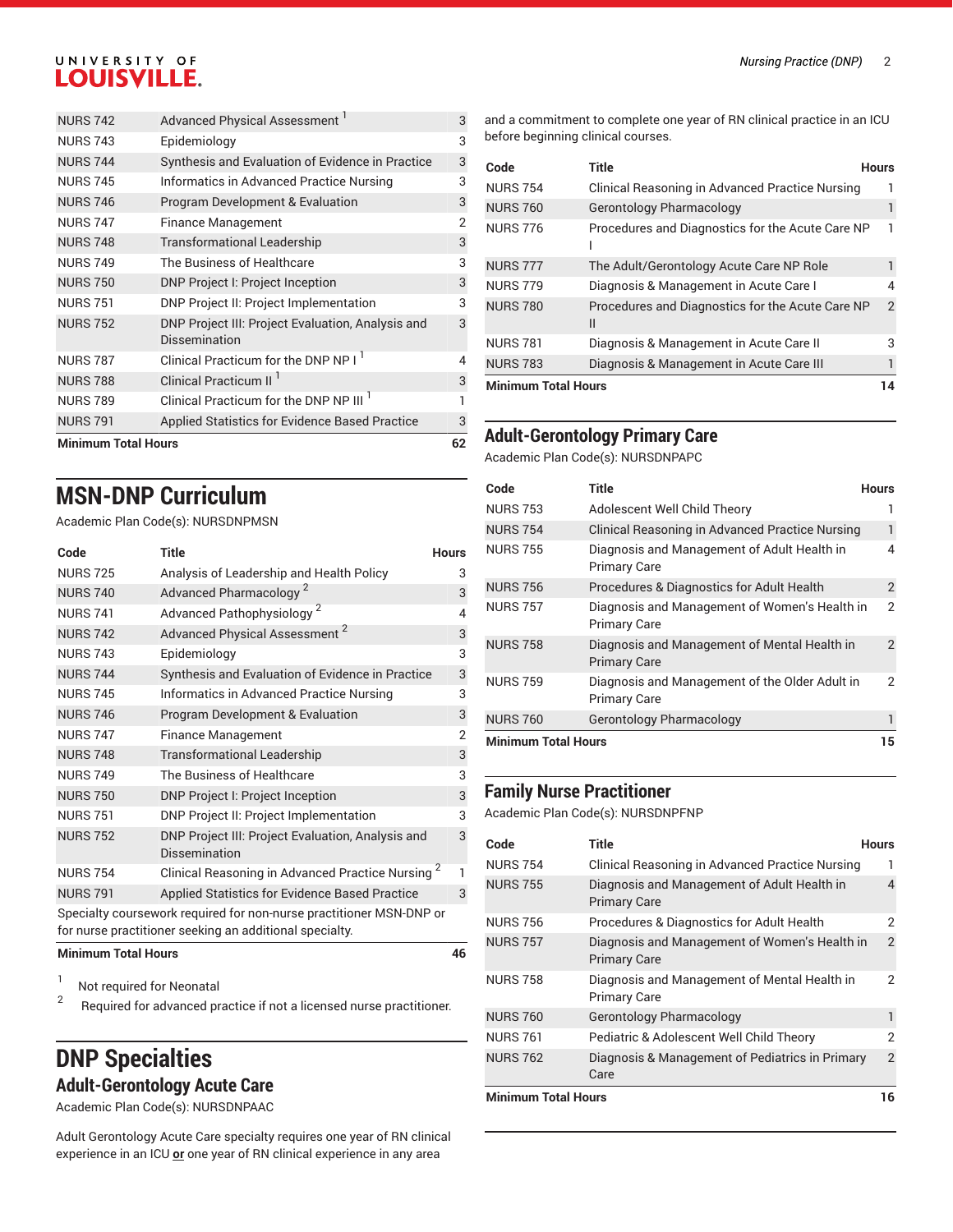| | | |
|---|---|---|
| NURS 742 | Advanced Physical Assessment [1] | 3 |
| NURS 743 | Epidemiology | 3 |
| NURS 744 | Synthesis and Evaluation of Evidence in Practice | 3 |
| NURS 745 | Informatics in Advanced Practice Nursing | 3 |
| NURS 746 | Program Development & Evaluation | 3 |
| NURS 747 | Finance Management | 2 |
| NURS 748 | Transformational Leadership | 3 |
| NURS 749 | The Business of Healthcare | 3 |
| NURS 750 | DNP Project I: Project Inception | 3 |
| NURS 751 | DNP Project II: Project Implementation | 3 |
| NURS 752 | DNP Project III: Project Evaluation, Analysis and Dissemination | 3 |
| NURS 787 | Clinical Practicum for the DNP NP I [1] | 4 |
| NURS 788 | Clinical Practicum II [1] | 3 |
| NURS 789 | Clinical Practicum for the DNP NP III [1] | 1 |
| NURS 791 | Applied Statistics for Evidence Based Practice | 3 |
| **Minimum Total Hours** | | **62** |

# MSN-DNP Curriculum

Academic Plan Code(s): NURSDNPMSN

| Code | Title | Hours |
|---|---|---|
| NURS 725 | Analysis of Leadership and Health Policy | 3 |
| NURS 740 | Advanced Pharmacology [2] | 3 |
| NURS 741 | Advanced Pathophysiology [2] | 4 |
| NURS 742 | Advanced Physical Assessment [2] | 3 |
| NURS 743 | Epidemiology | 3 |
| NURS 744 | Synthesis and Evaluation of Evidence in Practice | 3 |
| NURS 745 | Informatics in Advanced Practice Nursing | 3 |
| NURS 746 | Program Development & Evaluation | 3 |
| NURS 747 | Finance Management | 2 |
| NURS 748 | Transformational Leadership | 3 |
| NURS 749 | The Business of Healthcare | 3 |
| NURS 750 | DNP Project I: Project Inception | 3 |
| NURS 751 | DNP Project II: Project Implementation | 3 |
| NURS 752 | DNP Project III: Project Evaluation, Analysis and Dissemination | 3 |
| NURS 754 | Clinical Reasoning in Advanced Practice Nursing [2] | 1 |
| NURS 791 | Applied Statistics for Evidence Based Practice | 3 |
| Specialty coursework required for non-nurse practitioner MSN-DNP or for nurse practitioner seeking an additional specialty. | | |
| **Minimum Total Hours** | | **46** |

1. Not required for Neonatal
2. Required for advanced practice if not a licensed nurse practitioner.

# DNP Specialties

## Adult-Gerontology Acute Care

Academic Plan Code(s): NURSDNPAAC

Adult Gerontology Acute Care specialty requires one year of RN clinical experience in an ICU **or** one year of RN clinical experience in any area and a commitment to complete one year of RN clinical practice in an ICU before beginning clinical courses.

| Code | Title | Hours |
|---|---|---|
| NURS 754 | Clinical Reasoning in Advanced Practice Nursing | 1 |
| NURS 760 | Gerontology Pharmacology | 1 |
| NURS 776 | Procedures and Diagnostics for the Acute Care NP I | 1 |
| NURS 777 | The Adult/Gerontology Acute Care NP Role | 1 |
| NURS 779 | Diagnosis & Management in Acute Care I | 4 |
| NURS 780 | Procedures and Diagnostics for the Acute Care NP II | 2 |
| NURS 781 | Diagnosis & Management in Acute Care II | 3 |
| NURS 783 | Diagnosis & Management in Acute Care III | 1 |
| **Minimum Total Hours** | | **14** |

## Adult-Gerontology Primary Care

Academic Plan Code(s): NURSDNPAPC

| Code | Title | Hours |
|---|---|---|
| NURS 753 | Adolescent Well Child Theory | 1 |
| NURS 754 | Clinical Reasoning in Advanced Practice Nursing | 1 |
| NURS 755 | Diagnosis and Management of Adult Health in Primary Care | 4 |
| NURS 756 | Procedures & Diagnostics for Adult Health | 2 |
| NURS 757 | Diagnosis and Management of Women's Health in Primary Care | 2 |
| NURS 758 | Diagnosis and Management of Mental Health in Primary Care | 2 |
| NURS 759 | Diagnosis and Management of the Older Adult in Primary Care | 2 |
| NURS 760 | Gerontology Pharmacology | 1 |
| **Minimum Total Hours** | | **15** |

## Family Nurse Practitioner

Academic Plan Code(s): NURSDNPFNP

| Code | Title | Hours |
|---|---|---|
| NURS 754 | Clinical Reasoning in Advanced Practice Nursing | 1 |
| NURS 755 | Diagnosis and Management of Adult Health in Primary Care | 4 |
| NURS 756 | Procedures & Diagnostics for Adult Health | 2 |
| NURS 757 | Diagnosis and Management of Women's Health in Primary Care | 2 |
| NURS 758 | Diagnosis and Management of Mental Health in Primary Care | 2 |
| NURS 760 | Gerontology Pharmacology | 1 |
| NURS 761 | Pediatric & Adolescent Well Child Theory | 2 |
| NURS 762 | Diagnosis & Management of Pediatrics in Primary Care | 2 |
| **Minimum Total Hours** | | **16** |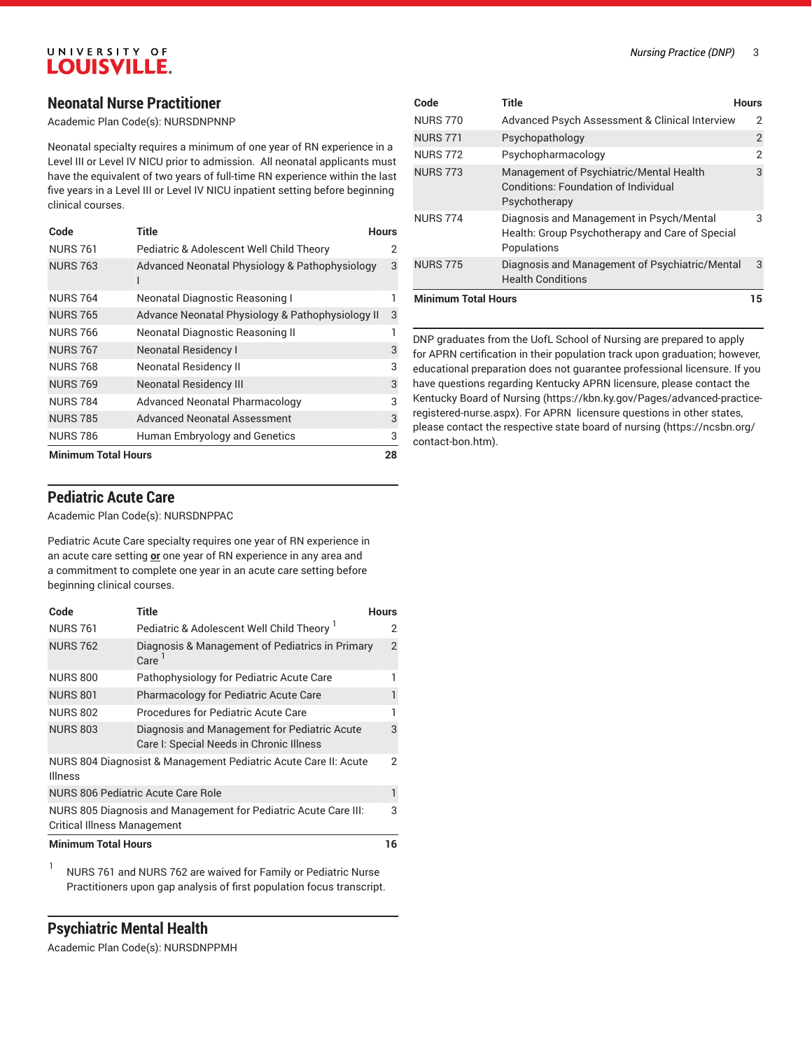## Neonatal Nurse Practitioner

Academic Plan Code(s): NURSDNPNNP

Neonatal specialty requires a minimum of one year of RN experience in a Level III or Level IV NICU prior to admission. All neonatal applicants must have the equivalent of two years of full-time RN experience within the last five years in a Level III or Level IV NICU inpatient setting before beginning clinical courses.

| Code | Title | Hours |
|---|---|---|
| NURS 761 | Pediatric & Adolescent Well Child Theory | 2 |
| NURS 763 | Advanced Neonatal Physiology & Pathophysiology I | 3 |
| NURS 764 | Neonatal Diagnostic Reasoning I | 1 |
| NURS 765 | Advance Neonatal Physiology & Pathophysiology II | 3 |
| NURS 766 | Neonatal Diagnostic Reasoning II | 1 |
| NURS 767 | Neonatal Residency I | 3 |
| NURS 768 | Neonatal Residency II | 3 |
| NURS 769 | Neonatal Residency III | 3 |
| NURS 784 | Advanced Neonatal Pharmacology | 3 |
| NURS 785 | Advanced Neonatal Assessment | 3 |
| NURS 786 | Human Embryology and Genetics | 3 |
| **Minimum Total Hours** | | **28** |

## Pediatric Acute Care

Academic Plan Code(s): NURSDNPPAC

Pediatric Acute Care specialty requires one year of RN experience in an acute care setting **or** one year of RN experience in any area and a commitment to complete one year in an acute care setting before beginning clinical courses.

| Code | Title | Hours |
|---|---|---|
| NURS 761 | Pediatric & Adolescent Well Child Theory [1] | 2 |
| NURS 762 | Diagnosis & Management of Pediatrics in Primary Care [1] | 2 |
| NURS 800 | Pathophysiology for Pediatric Acute Care | 1 |
| NURS 801 | Pharmacology for Pediatric Acute Care | 1 |
| NURS 802 | Procedures for Pediatric Acute Care | 1 |
| NURS 803 | Diagnosis and Management for Pediatric Acute Care I: Special Needs in Chronic Illness | 3 |
| NURS 804 Diagnosist & Management Pediatric Acute Care II: Acute Illness | | 2 |
| NURS 806 Pediatric Acute Care Role | | 1 |
| NURS 805 Diagnosis and Management for Pediatric Acute Care III: Critical Illness Management | | 3 |
| **Minimum Total Hours** | | **16** |

[1] NURS 761 and NURS 762 are waived for Family or Pediatric Nurse Practitioners upon gap analysis of first population focus transcript.

## Psychiatric Mental Health

Academic Plan Code(s): NURSDNPPMH

| Code | Title | Hours |
|---|---|---|
| NURS 770 | Advanced Psych Assessment & Clinical Interview | 2 |
| NURS 771 | Psychopathology | 2 |
| NURS 772 | Psychopharmacology | 2 |
| NURS 773 | Management of Psychiatric/Mental Health Conditions: Foundation of Individual Psychotherapy | 3 |
| NURS 774 | Diagnosis and Management in Psych/Mental Health: Group Psychotherapy and Care of Special Populations | 3 |
| NURS 775 | Diagnosis and Management of Psychiatric/Mental Health Conditions | 3 |
| **Minimum Total Hours** | | **15** |

DNP graduates from the UofL School of Nursing are prepared to apply for APRN certification in their population track upon graduation; however, educational preparation does not guarantee professional licensure. If you have questions regarding Kentucky APRN licensure, please contact the Kentucky Board of Nursing (https://kbn.ky.gov/Pages/advanced-practice-registered-nurse.aspx). For APRN licensure questions in other states, please contact the respective state board of nursing (https://ncsbn.org/contact-bon.htm).